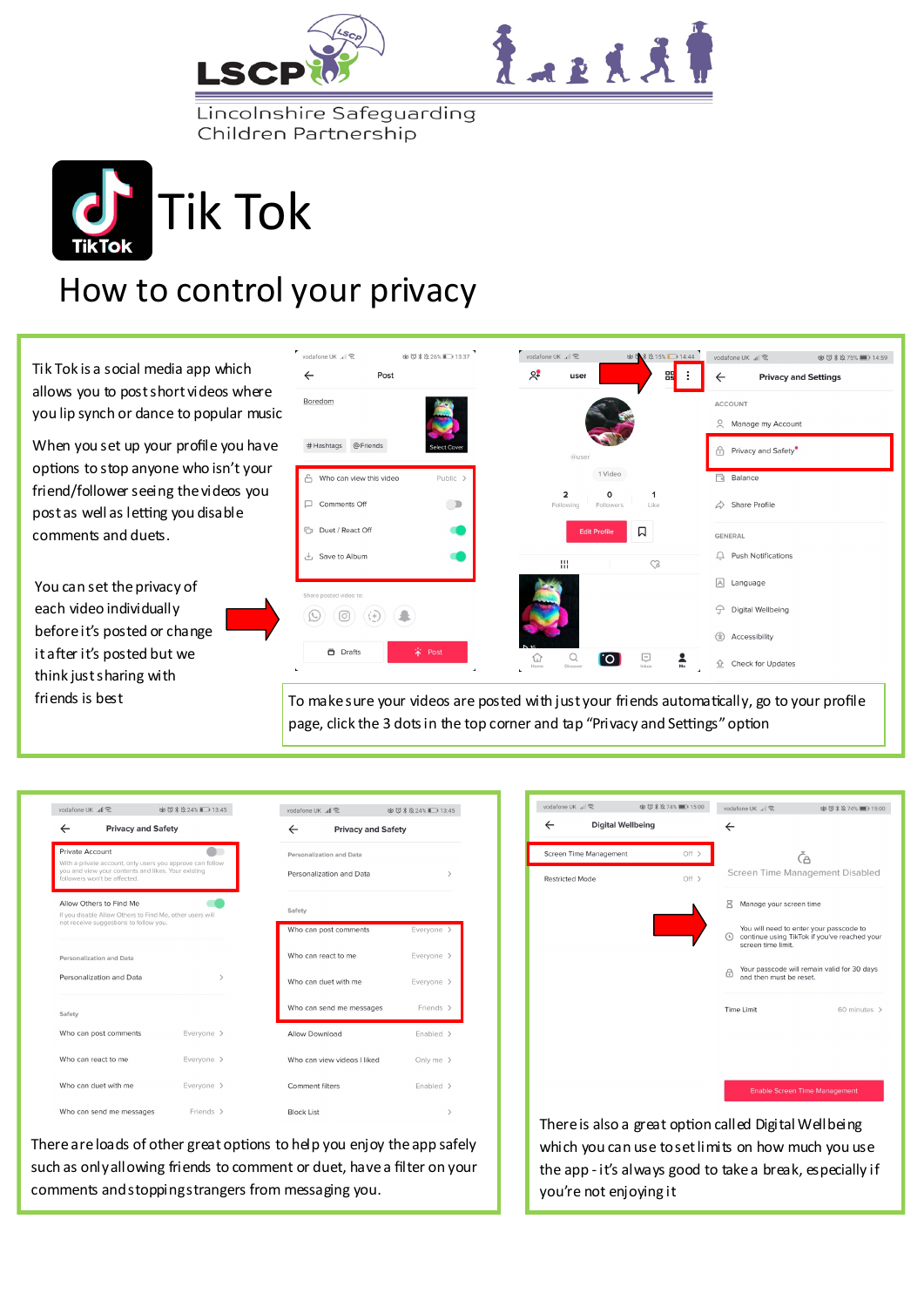LSCP

Lincolnshire Safeguarding Children Partnership

# Tik Tok

## How to control your privacy

Tik Tok is a social media app which allows you to post short videos where you lip synch or dance to popular music

When you set up your profile you have options to stop anyone who isn't your friend/follower seeing the videos you post as well as letting you disable comments and duets.

You can set the privacy of each video individually before it's posted or change it after it's posted but we think just sharing with friends is best

To make sure your videos are posted with just your friends automatically, go to your profile page, click the 3 dots in the top corner and tap "Privacy and Settings" option

There are loads of other great options to help you enjoy the app safely such as only allowing friends to comment or duet, have a filter on your comments and stopping strangers from messaging you.

There is also a great option called Digital Wellbeing which you can use to set limits on how much you use the app - it's always good to take a break, especially if you're not enjoying it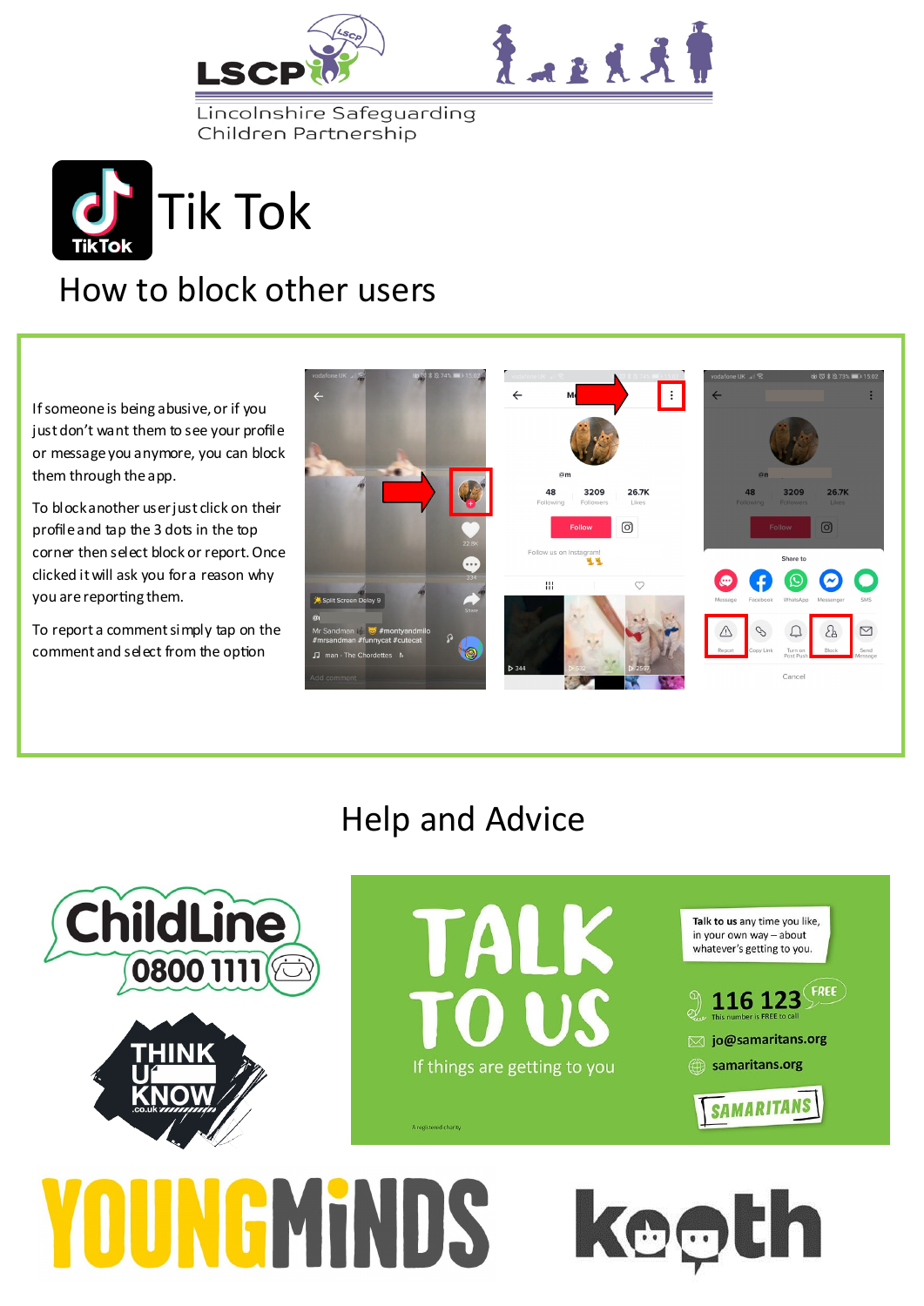LSCP

Lincolnshire Safeguarding Children Partnership

# Tik Tok

## How to block other users

If someone is being abusive, or if you just don't want them to see your profile or message you anymore, you can block them through the app.

To block another user just click on their profile and tap the 3 dots in the top corner then select block or report. Once clicked it will ask you for a reason why you are reporting them.

To report a comment simply tap on the comment and select from the option

## Help and Advice

ChildLine 0800 1111

THINK U KNOW .co.uk

TALK TO US

If things are getting to you

Talk to us any time you like, in your own way – about whatever's getting to you.

116 123 FREE

This number is FREE to call

jo@samaritans.org

samaritans.org

SAMARITANS

A registered charity

YOUNGMINDS

kooth